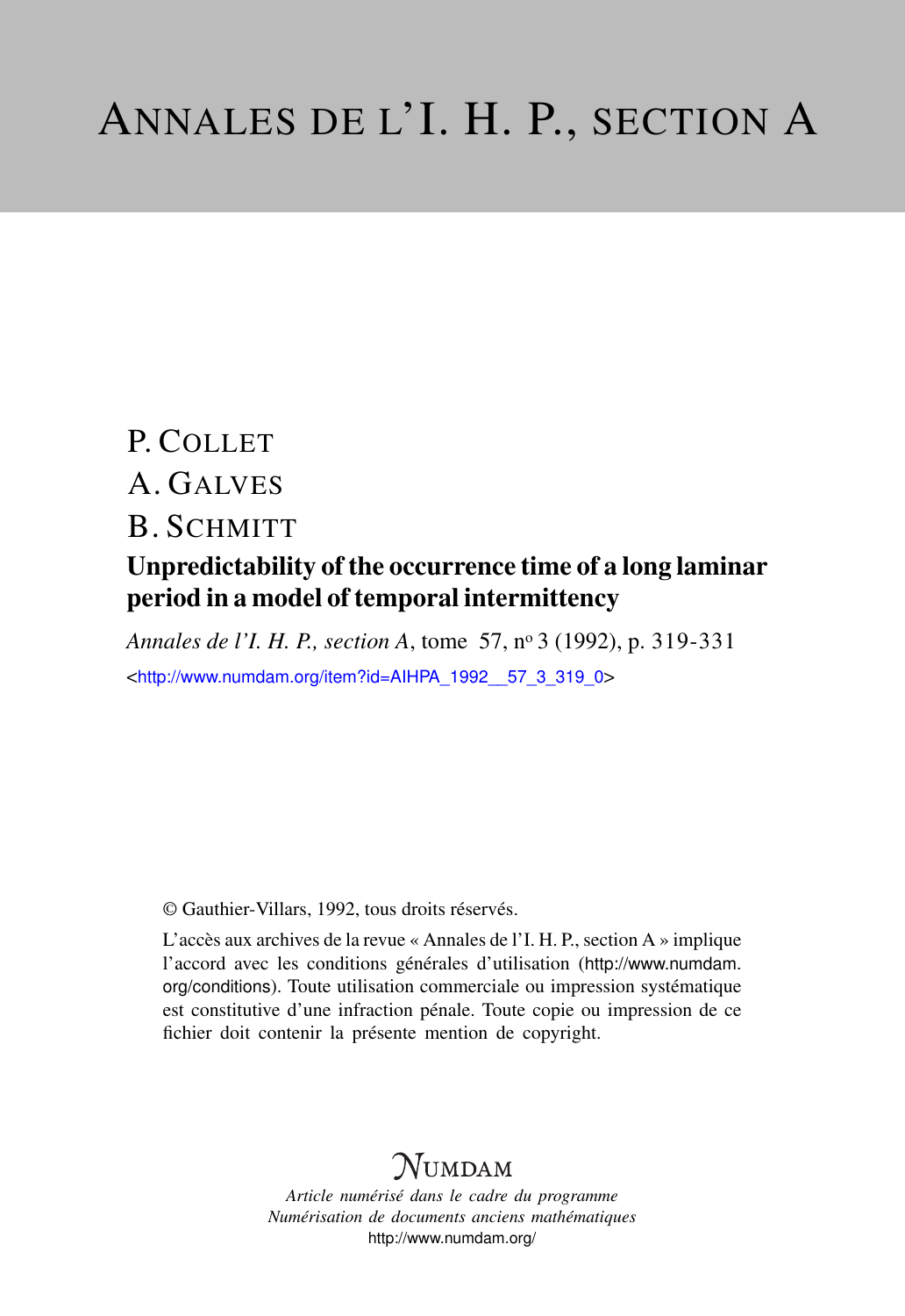# ANNALES DE L'I. H. P., SECTION A

P. COLLET

A. GALVES

B. SCHMITT

## Unpredictability of the occurrence time of a long laminar period in a model of temporal intermittency

*Annales de l'I. H. P., section A*, tome 57, nº 3 (1992), p. 319-331

<http://www.numdam.org/item?id=AIHPA_1992__57_3_319_0>

© Gauthier-Villars, 1992, tous droits réservés.

L'accès aux archives de la revue « Annales de l'I. H. P., section A » implique l'accord avec les conditions générales d'utilisation (http://www.numdam.org/conditions). Toute utilisation commerciale ou impression systématique est constitutive d'une infraction pénale. Toute copie ou impression de ce fichier doit contenir la présente mention de copyright.

NUMDAM

*Article numérisé dans le cadre du programme*
*Numérisation de documents anciens mathématiques*
http://www.numdam.org/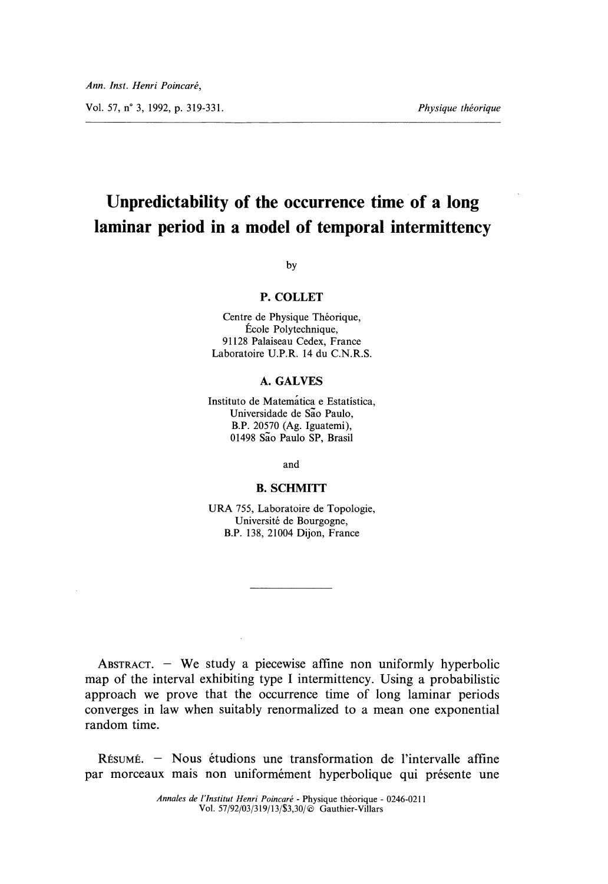Ann. Inst. Henri Poincaré,

Vol. 57, n° 3, 1992, p. 319-331.

*Physique théorique*

# Unpredictability of the occurrence time of a long laminar period in a model of temporal intermittency

by

**P. COLLET**

Centre de Physique Théorique,
École Polytechnique,
91128 Palaiseau Cedex, France
Laboratoire U.P.R. 14 du C.N.R.S.

**A. GALVES**

Instituto de Matemática e Estatística,
Universidade de São Paulo,
B.P. 20570 (Ag. Iguatemi),
01498 São Paulo SP, Brasil

and

**B. SCHMITT**

URA 755, Laboratoire de Topologie,
Université de Bourgogne,
B.P. 138, 21004 Dijon, France

---

ABSTRACT. — We study a piecewise affine non uniformly hyperbolic map of the interval exhibiting type I intermittency. Using a probabilistic approach we prove that the occurrence time of long laminar periods converges in law when suitably renormalized to a mean one exponential random time.

RÉSUMÉ. — Nous étudions une transformation de l'intervalle affine par morceaux mais non uniformément hyperbolique qui présente une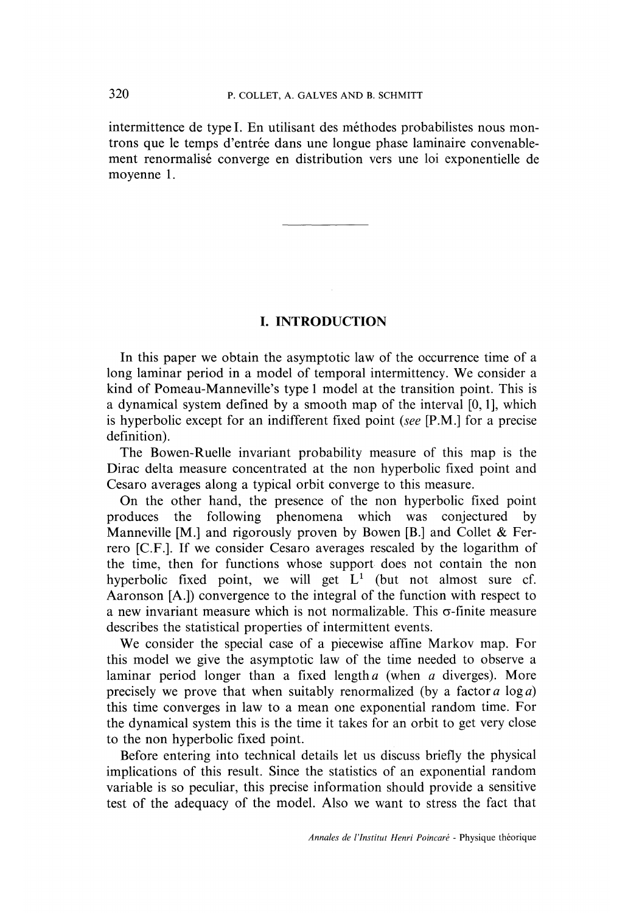intermittence de type I. En utilisant des méthodes probabilistes nous montrons que le temps d'entrée dans une longue phase laminaire convenablement renormalisé converge en distribution vers une loi exponentielle de moyenne 1.

---

## I. INTRODUCTION

In this paper we obtain the asymptotic law of the occurrence time of a long laminar period in a model of temporal intermittency. We consider a kind of Pomeau-Manneville's type 1 model at the transition point. This is a dynamical system defined by a smooth map of the interval $[0, 1]$, which is hyperbolic except for an indifferent fixed point (*see* [P.M.] for a precise definition).

The Bowen-Ruelle invariant probability measure of this map is the Dirac delta measure concentrated at the non hyperbolic fixed point and Cesaro averages along a typical orbit converge to this measure.

On the other hand, the presence of the non hyperbolic fixed point produces the following phenomena which was conjectured by Manneville [M.] and rigorously proven by Bowen [B.] and Collet & Ferrero [C.F.]. If we consider Cesaro averages rescaled by the logarithm of the time, then for functions whose support does not contain the non hyperbolic fixed point, we will get $L^1$ (but not almost sure cf. Aaronson [A.]) convergence to the integral of the function with respect to a new invariant measure which is not normalizable. This $\sigma$-finite measure describes the statistical properties of intermittent events.

We consider the special case of a piecewise affine Markov map. For this model we give the asymptotic law of the time needed to observe a laminar period longer than a fixed length $a$ (when $a$ diverges). More precisely we prove that when suitably renormalized (by a factor $a \log a$) this time converges in law to a mean one exponential random time. For the dynamical system this is the time it takes for an orbit to get very close to the non hyperbolic fixed point.

Before entering into technical details let us discuss briefly the physical implications of this result. Since the statistics of an exponential random variable is so peculiar, this precise information should provide a sensitive test of the adequacy of the model. Also we want to stress the fact that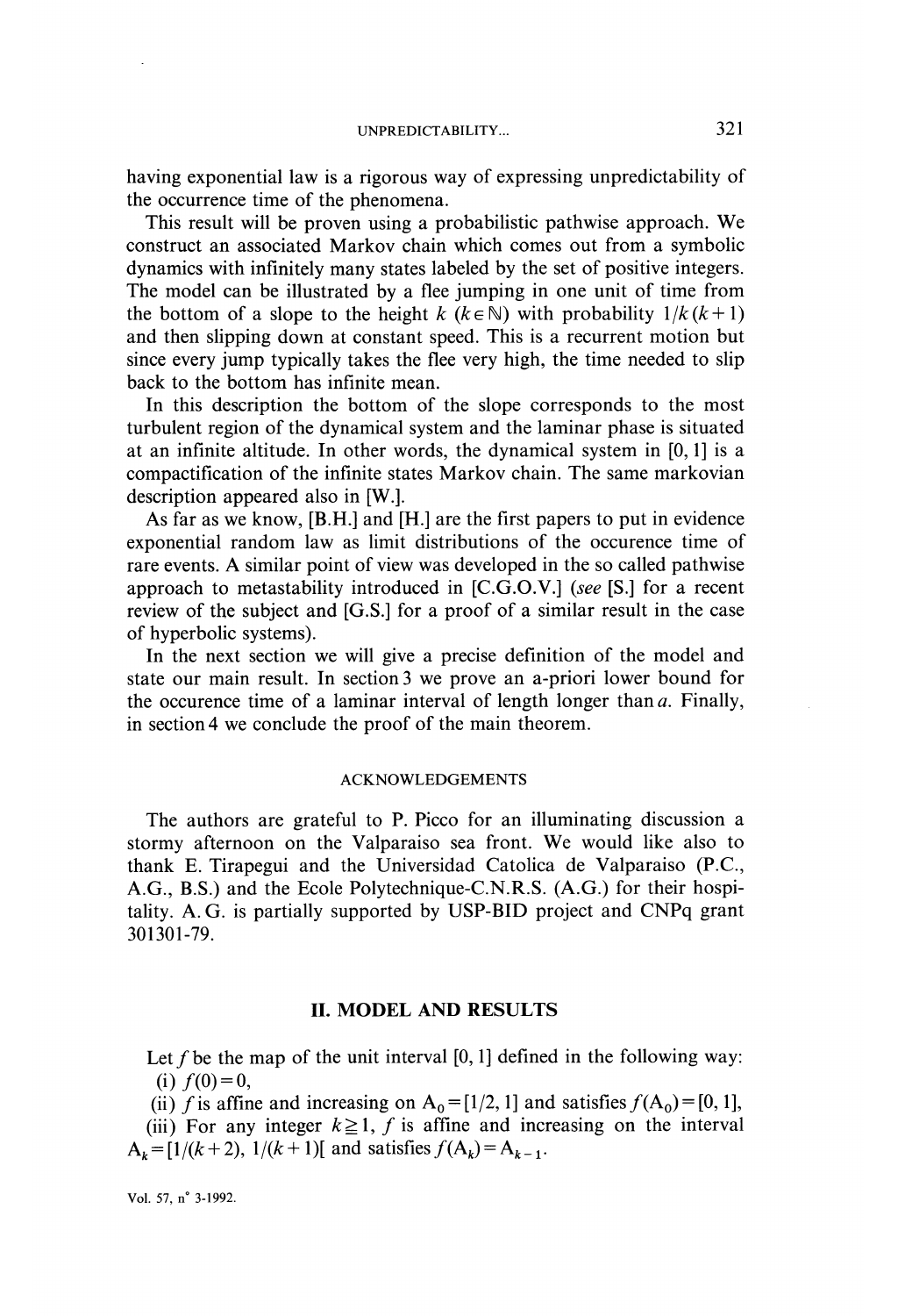having exponential law is a rigorous way of expressing unpredictability of the occurrence time of the phenomena.

This result will be proven using a probabilistic pathwise approach. We construct an associated Markov chain which comes out from a symbolic dynamics with infinitely many states labeled by the set of positive integers. The model can be illustrated by a flee jumping in one unit of time from the bottom of a slope to the height $k$ ($k \in \mathbb{N}$) with probability $1/k(k+1)$ and then slipping down at constant speed. This is a recurrent motion but since every jump typically takes the flee very high, the time needed to slip back to the bottom has infinite mean.

In this description the bottom of the slope corresponds to the most turbulent region of the dynamical system and the laminar phase is situated at an infinite altitude. In other words, the dynamical system in $[0, 1]$ is a compactification of the infinite states Markov chain. The same markovian description appeared also in [W.].

As far as we know, [B.H.] and [H.] are the first papers to put in evidence exponential random law as limit distributions of the occurence time of rare events. A similar point of view was developed in the so called pathwise approach to metastability introduced in [C.G.O.V.] (*see* [S.] for a recent review of the subject and [G.S.] for a proof of a similar result in the case of hyperbolic systems).

In the next section we will give a precise definition of the model and state our main result. In section 3 we prove an a-priori lower bound for the occurence time of a laminar interval of length longer than $a$. Finally, in section 4 we conclude the proof of the main theorem.

### ACKNOWLEDGEMENTS

The authors are grateful to P. Picco for an illuminating discussion a stormy afternoon on the Valparaiso sea front. We would like also to thank E. Tirapegui and the Universidad Catolica de Valparaiso (P.C., A.G., B.S.) and the Ecole Polytechnique-C.N.R.S. (A.G.) for their hospitality. A. G. is partially supported by USP-BID project and CNPq grant 301301-79.

## II. MODEL AND RESULTS

Let $f$ be the map of the unit interval $[0, 1]$ defined in the following way:

(i) $f(0)=0$,

(ii) $f$ is affine and increasing on $A_0=[1/2, 1]$ and satisfies $f(A_0)=[0, 1]$,

(iii) For any integer $k \geqq 1$, $f$ is affine and increasing on the interval $A_k=[1/(k+2), 1/(k+1)[$ and satisfies $f(A_k)=A_{k-1}$.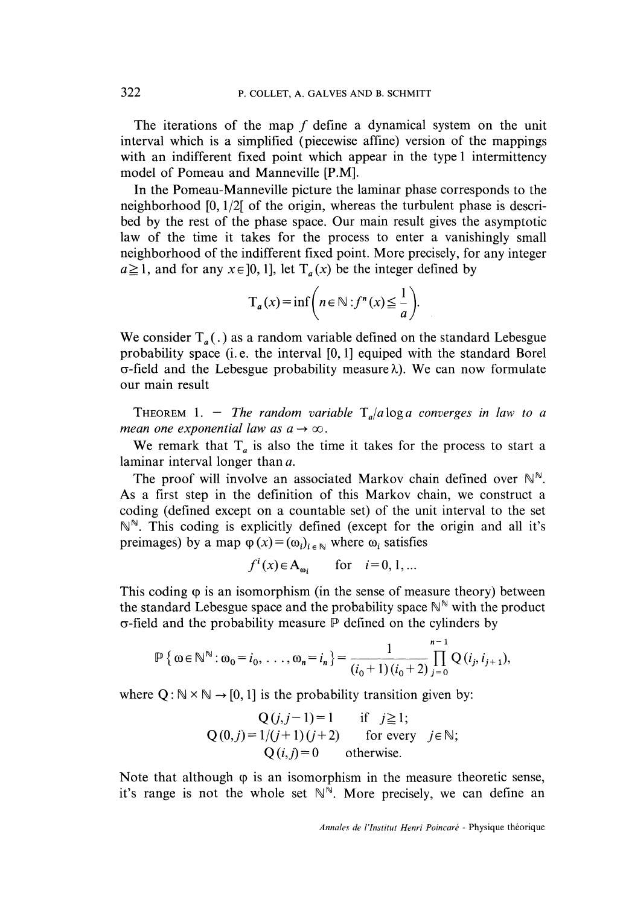The iterations of the map $f$ define a dynamical system on the unit interval which is a simplified (piecewise affine) version of the mappings with an indifferent fixed point which appear in the type 1 intermittency model of Pomeau and Manneville [P.M].

In the Pomeau-Manneville picture the laminar phase corresponds to the neighborhood $[0, 1/2[$ of the origin, whereas the turbulent phase is described by the rest of the phase space. Our main result gives the asymptotic law of the time it takes for the process to enter a vanishingly small neighborhood of the indifferent fixed point. More precisely, for any integer $a \geqq 1$, and for any $x \in ]0, 1]$, let $T_a(x)$ be the integer defined by

$$T_a(x) = \inf\left(n \in \mathbb{N} : f^n(x) \leqq \frac{1}{a}\right).$$

We consider $T_a(.)$ as a random variable defined on the standard Lebesgue probability space (i. e. the interval $[0, 1]$ equiped with the standard Borel $\sigma$-field and the Lebesgue probability measure $\lambda$). We can now formulate our main result

THEOREM 1. — *The random variable $T_a/a \log a$ converges in law to a mean one exponential law as $a \to \infty$.*

We remark that $T_a$ is also the time it takes for the process to start a laminar interval longer than $a$.

The proof will involve an associated Markov chain defined over $\mathbb{N}^{\mathbb{N}}$. As a first step in the definition of this Markov chain, we construct a coding (defined except on a countable set) of the unit interval to the set $\mathbb{N}^{\mathbb{N}}$. This coding is explicitly defined (except for the origin and all it's preimages) by a map $\varphi(x) = (\omega_i)_{i \in \mathbb{N}}$ where $\omega_i$ satisfies

$$f^i(x) \in A_{\omega_i} \quad \text{for} \quad i = 0, 1, \ldots$$

This coding $\varphi$ is an isomorphism (in the sense of measure theory) between the standard Lebesgue space and the probability space $\mathbb{N}^{\mathbb{N}}$ with the product $\sigma$-field and the probability measure $\mathbb{P}$ defined on the cylinders by

$$\mathbb{P}\{\omega \in \mathbb{N}^{\mathbb{N}} : \omega_0 = i_0, \ldots, \omega_n = i_n\} = \frac{1}{(i_0+1)(i_0+2)} \prod_{j=0}^{n-1} Q(i_j, i_{j+1}),$$

where $Q : \mathbb{N} \times \mathbb{N} \to [0, 1]$ is the probability transition given by:

$$Q(j, j-1) = 1 \quad \text{if} \quad j \geqq 1;$$
$$Q(0, j) = 1/(j+1)(j+2) \quad \text{for every} \quad j \in \mathbb{N};$$
$$Q(i, j) = 0 \quad \text{otherwise.}$$

Note that although $\varphi$ is an isomorphism in the measure theoretic sense, it's range is not the whole set $\mathbb{N}^{\mathbb{N}}$. More precisely, we can define an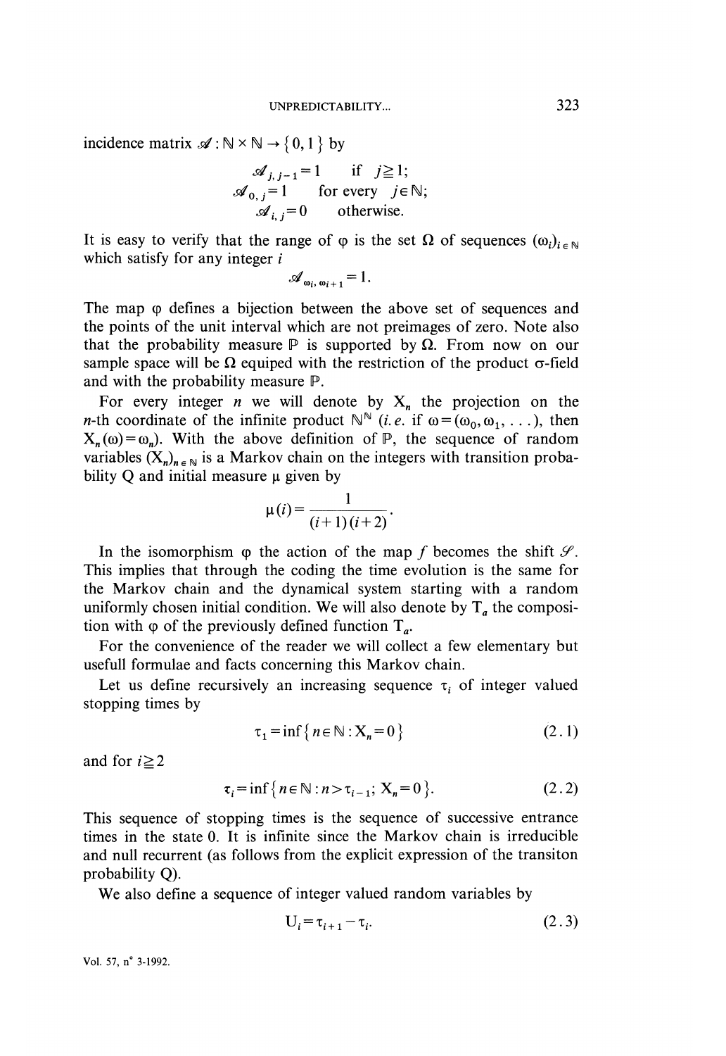incidence matrix $\mathscr{A}: \mathbb{N} \times \mathbb{N} \rightarrow \{0, 1\}$ by

$$\mathscr{A}_{j, j-1} = 1 \quad \text{if} \quad j \geq 1;$$
$$\mathscr{A}_{0, j} = 1 \quad \text{for every} \quad j \in \mathbb{N};$$
$$\mathscr{A}_{i, j} = 0 \quad \text{otherwise.}$$

It is easy to verify that the range of $\varphi$ is the set $\Omega$ of sequences $(\omega_i)_{i \in \mathbb{N}}$ which satisfy for any integer $i$

$$\mathscr{A}_{\omega_i, \omega_{i+1}} = 1.$$

The map $\varphi$ defines a bijection between the above set of sequences and the points of the unit interval which are not preimages of zero. Note also that the probability measure $\mathbb{P}$ is supported by $\Omega$. From now on our sample space will be $\Omega$ equiped with the restriction of the product $\sigma$-field and with the probability measure $\mathbb{P}$.

For every integer $n$ we will denote by $X_n$ the projection on the $n$-th coordinate of the infinite product $\mathbb{N}^{\mathbb{N}}$ (*i. e.* if $\omega = (\omega_0, \omega_1, \ldots)$, then $X_n(\omega) = \omega_n$). With the above definition of $\mathbb{P}$, the sequence of random variables $(X_n)_{n \in \mathbb{N}}$ is a Markov chain on the integers with transition probability Q and initial measure $\mu$ given by

$$\mu(i) = \frac{1}{(i+1)(i+2)}.$$

In the isomorphism $\varphi$ the action of the map $f$ becomes the shift $\mathscr{S}$. This implies that through the coding the time evolution is the same for the Markov chain and the dynamical system starting with a random uniformly chosen initial condition. We will also denote by $T_a$ the composition with $\varphi$ of the previously defined function $T_a$.

For the convenience of the reader we will collect a few elementary but usefull formulae and facts concerning this Markov chain.

Let us define recursively an increasing sequence $\tau_i$ of integer valued stopping times by

$$\tau_1 = \inf\{n \in \mathbb{N} : X_n = 0\} \tag{2.1}$$

and for $i \geq 2$

$$\tau_i = \inf\{n \in \mathbb{N} : n > \tau_{i-1};\ X_n = 0\}. \tag{2.2}$$

This sequence of stopping times is the sequence of successive entrance times in the state 0. It is infinite since the Markov chain is irreducible and null recurrent (as follows from the explicit expression of the transiton probability Q).

We also define a sequence of integer valued random variables by

$$U_i = \tau_{i+1} - \tau_i. \tag{2.3}$$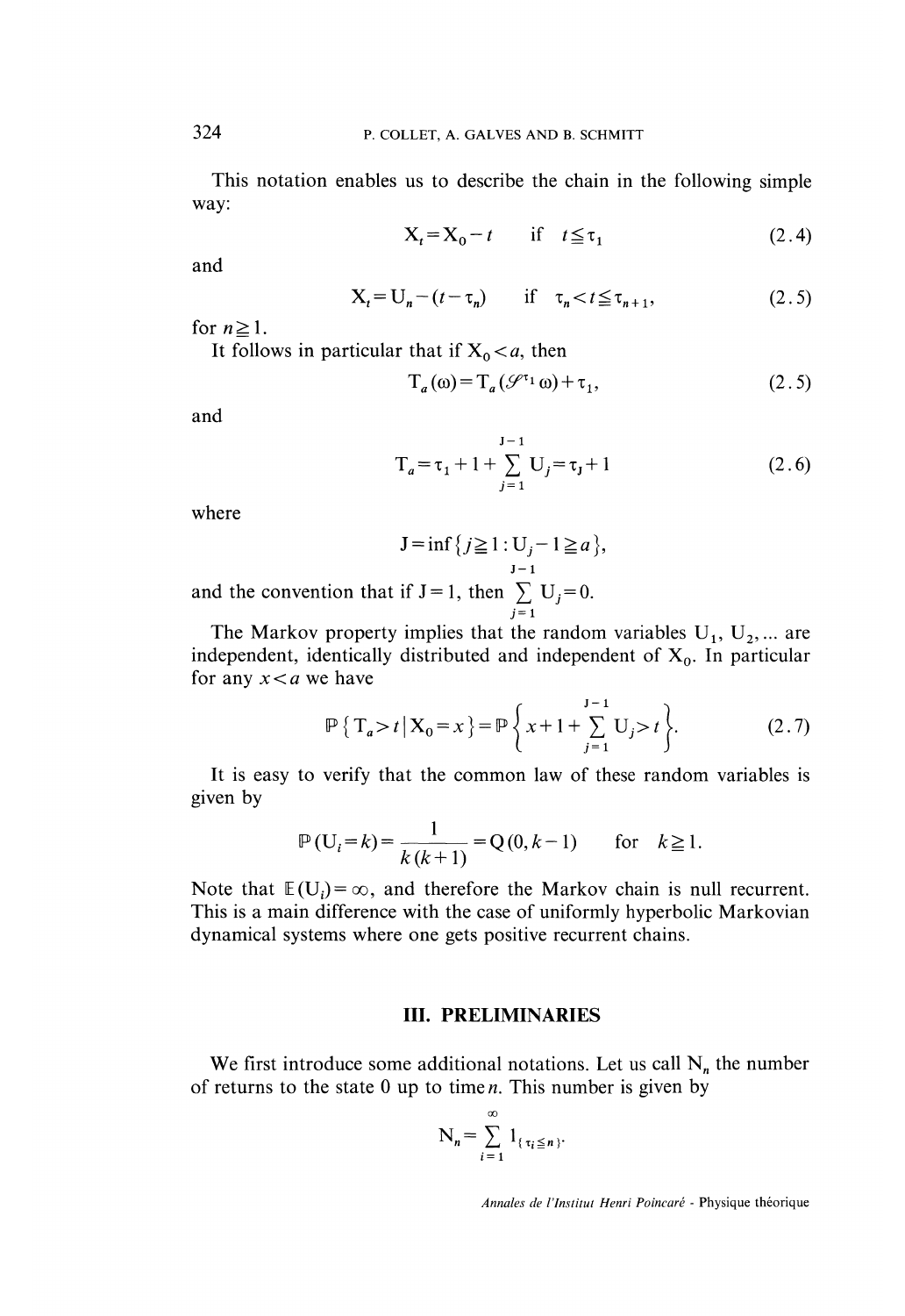This notation enables us to describe the chain in the following simple way:

$$X_t = X_0 - t \qquad \text{if} \quad t \leqq \tau_1 \tag{2.4}$$

and

$$X_t = U_n - (t - \tau_n) \qquad \text{if} \quad \tau_n < t \leqq \tau_{n+1}, \tag{2.5}$$

for $n \geqq 1$.

It follows in particular that if $X_0 < a$, then

$$T_a(\omega) = T_a(\mathcal{S}^{\tau_1}\omega) + \tau_1, \tag{2.5}$$

and

$$T_a = \tau_1 + 1 + \sum_{j=1}^{J-1} U_j = \tau_J + 1 \tag{2.6}$$

where

$$J = \inf\{j \geqq 1 : U_j - 1 \geqq a\},$$

and the convention that if $J = 1$, then $\sum_{j=1}^{J-1} U_j = 0$.

The Markov property implies that the random variables $U_1, U_2, \ldots$ are independent, identically distributed and independent of $X_0$. In particular for any $x < a$ we have

$$\mathbb{P}\{T_a > t \mid X_0 = x\} = \mathbb{P}\left\{x + 1 + \sum_{j=1}^{J-1} U_j > t\right\}. \tag{2.7}$$

It is easy to verify that the common law of these random variables is given by

$$\mathbb{P}(U_i = k) = \frac{1}{k(k+1)} = Q(0, k-1) \qquad \text{for} \quad k \geqq 1.$$

Note that $\mathbb{E}(U_i) = \infty$, and therefore the Markov chain is null recurrent. This is a main difference with the case of uniformly hyperbolic Markovian dynamical systems where one gets positive recurrent chains.

## III. PRELIMINARIES

We first introduce some additional notations. Let us call $N_n$ the number of returns to the state 0 up to time $n$. This number is given by

$$N_n = \sum_{i=1}^{\infty} 1_{\{\tau_i \leqq n\}}.$$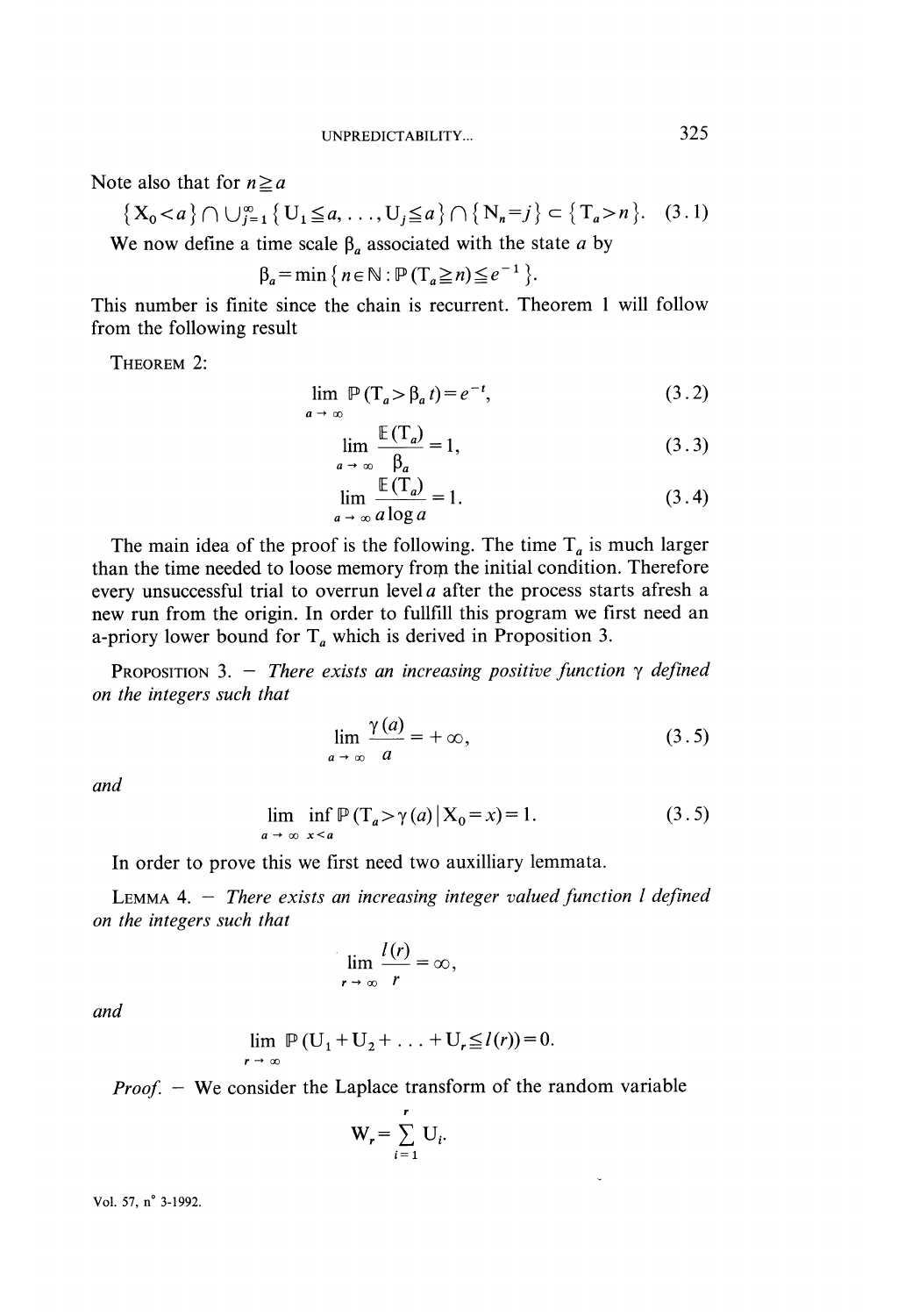Note also that for $n \geq a$

$$\{X_0 < a\} \cap \cup_{j=1}^{\infty} \{U_1 \leq a, \ldots, U_j \leq a\} \cap \{N_n = j\} \subset \{T_a > n\}. \quad (3.1)$$

We now define a time scale $\beta_a$ associated with the state $a$ by

$$\beta_a = \min \{ n \in \mathbb{N} : \mathbb{P}(T_a \geq n) \leq e^{-1} \}.$$

This number is finite since the chain is recurrent. Theorem 1 will follow from the following result

THEOREM 2:

$$\lim_{a \to \infty} \mathbb{P}(T_a > \beta_a t) = e^{-t}, \quad (3.2)$$

$$\lim_{a \to \infty} \frac{\mathbb{E}(T_a)}{\beta_a} = 1, \quad (3.3)$$

$$\lim_{a \to \infty} \frac{\mathbb{E}(T_a)}{a \log a} = 1. \quad (3.4)$$

The main idea of the proof is the following. The time $T_a$ is much larger than the time needed to loose memory from the initial condition. Therefore every unsuccessful trial to overrun level $a$ after the process starts afresh a new run from the origin. In order to fullfill this program we first need an a-priory lower bound for $T_a$ which is derived in Proposition 3.

PROPOSITION 3. — *There exists an increasing positive function $\gamma$ defined on the integers such that*

$$\lim_{a \to \infty} \frac{\gamma(a)}{a} = +\infty, \quad (3.5)$$

*and*

$$\lim_{a \to \infty} \inf_{x < a} \mathbb{P}(T_a > \gamma(a) \mid X_0 = x) = 1. \quad (3.5)$$

In order to prove this we first need two auxilliary lemmata.

LEMMA 4. — *There exists an increasing integer valued function $l$ defined on the integers such that*

$$\lim_{r \to \infty} \frac{l(r)}{r} = \infty,$$

*and*

$$\lim_{r \to \infty} \mathbb{P}(U_1 + U_2 + \ldots + U_r \leq l(r)) = 0.$$

*Proof.* — We consider the Laplace transform of the random variable

$$W_r = \sum_{i=1}^{r} U_i.$$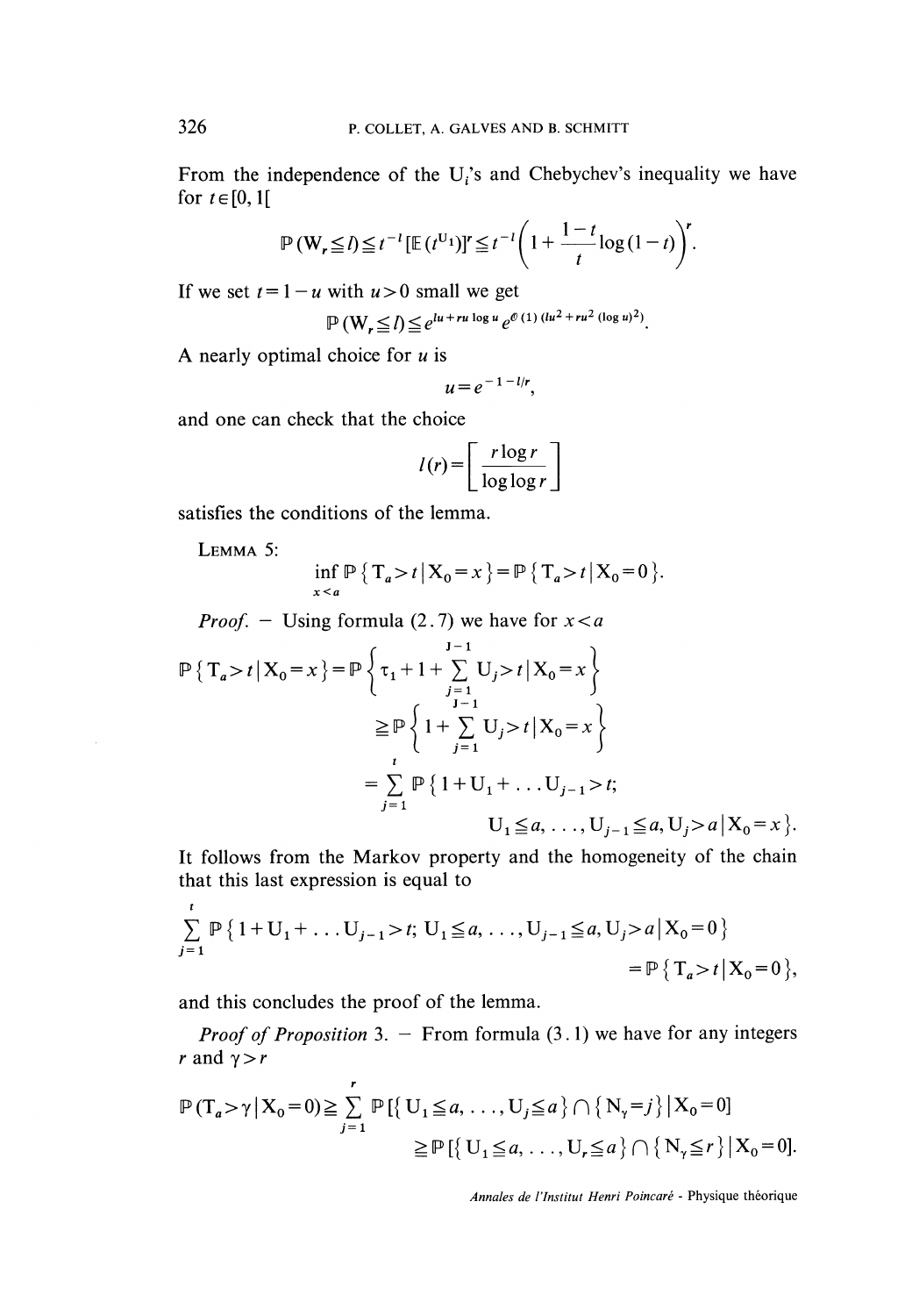From the independence of the $U_i$'s and Chebychev's inequality we have for $t \in [0, 1[$

$$\mathbb{P}(W_r \leq l) \leq t^{-l} [\mathbb{E}(t^{U_1})]^r \leq t^{-l} \left(1 + \frac{1-t}{t} \log(1-t)\right)^r.$$

If we set $t = 1 - u$ with $u > 0$ small we get

$$\mathbb{P}(W_r \leq l) \leq e^{lu + ru \log u} e^{\mathcal{O}(1)(lu^2 + ru^2 (\log u)^2)}.$$

A nearly optimal choice for $u$ is

$$u = e^{-1 - l/r},$$

and one can check that the choice

$$l(r) = \left[\frac{r \log r}{\log \log r}\right]$$

satisfies the conditions of the lemma.

LEMMA 5:

$$\inf_{x < a} \mathbb{P}\{T_a > t \mid X_0 = x\} = \mathbb{P}\{T_a > t \mid X_0 = 0\}.$$

*Proof.* – Using formula (2.7) we have for $x < a$

$$\begin{aligned}
\mathbb{P}\{T_a > t \mid X_0 = x\} &= \mathbb{P}\left\{\tau_1 + 1 + \sum_{j=1}^{J-1} U_j > t \mid X_0 = x\right\} \\
&\geq \mathbb{P}\left\{1 + \sum_{j=1}^{J-1} U_j > t \mid X_0 = x\right\} \\
&= \sum_{j=1}^{t} \mathbb{P}\{1 + U_1 + \ldots U_{j-1} > t; \\
&\qquad U_1 \leq a, \ldots, U_{j-1} \leq a, U_j > a \mid X_0 = x\}.
\end{aligned}$$

It follows from the Markov property and the homogeneity of the chain that this last expression is equal to

$$\begin{aligned}
\sum_{j=1}^{t} \mathbb{P}\{1 + U_1 + \ldots U_{j-1} > t;\ U_1 \leq a, \ldots, U_{j-1} \leq a, U_j > a \mid X_0 = 0\} \\
= \mathbb{P}\{T_a > t \mid X_0 = 0\},
\end{aligned}$$

and this concludes the proof of the lemma.

*Proof of Proposition* 3. – From formula (3.1) we have for any integers $r$ and $\gamma > r$

$$\begin{aligned}
\mathbb{P}(T_a > \gamma \mid X_0 = 0) &\geq \sum_{j=1}^{r} \mathbb{P}[\{U_1 \leq a, \ldots, U_j \leq a\} \cap \{N_\gamma = j\} \mid X_0 = 0] \\
&\geq \mathbb{P}[\{U_1 \leq a, \ldots, U_r \leq a\} \cap \{N_\gamma \leq r\} \mid X_0 = 0].
\end{aligned}$$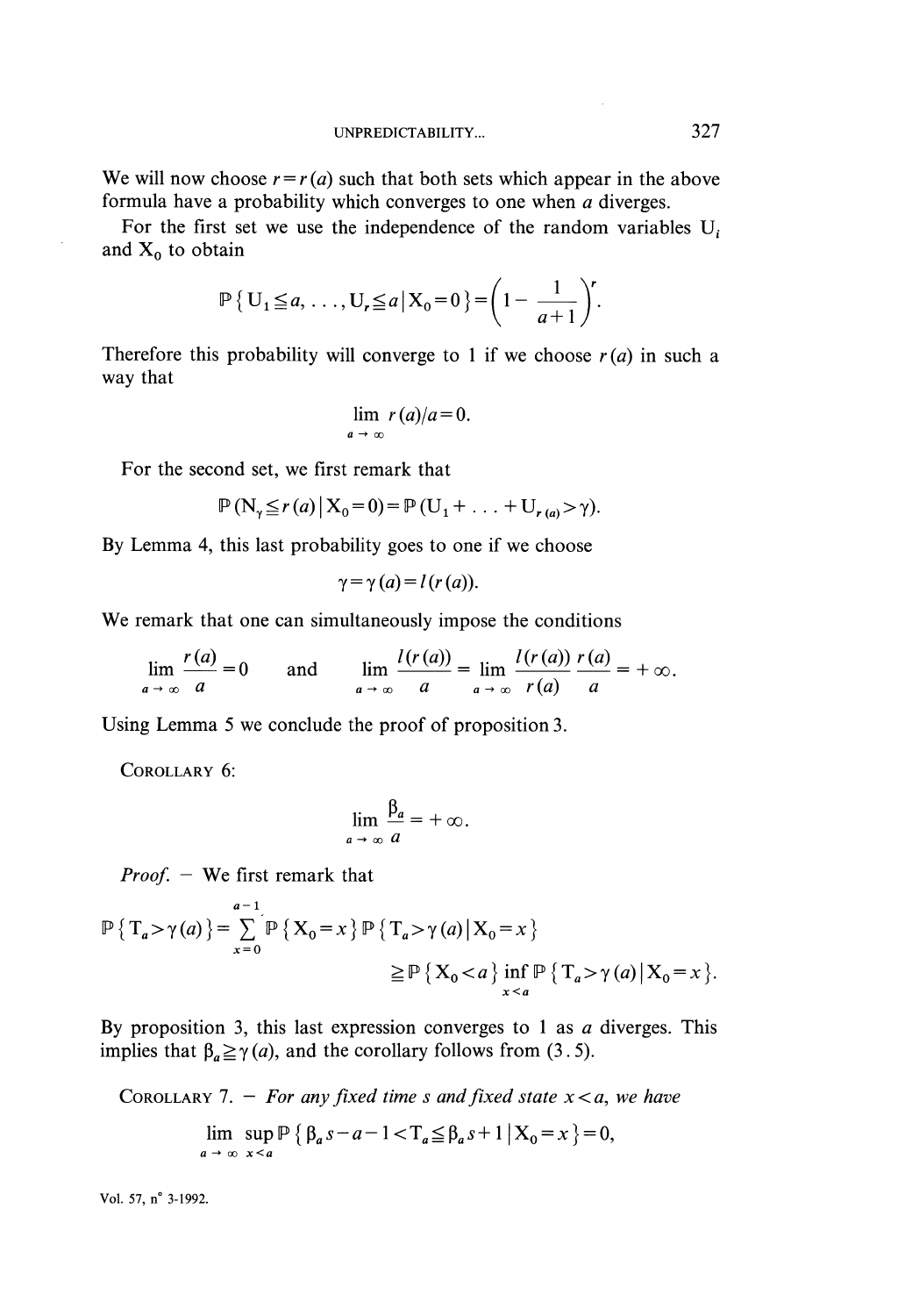We will now choose $r = r(a)$ such that both sets which appear in the above formula have a probability which converges to one when $a$ diverges.

For the first set we use the independence of the random variables $U_i$ and $X_0$ to obtain

$$\mathbb{P}\{U_1 \leqq a, \ldots, U_r \leqq a \mid X_0 = 0\} = \left(1 - \frac{1}{a+1}\right)^r.$$

Therefore this probability will converge to 1 if we choose $r(a)$ in such a way that

$$\lim_{a \to \infty} r(a)/a = 0.$$

For the second set, we first remark that

$$\mathbb{P}(N_\gamma \leqq r(a) \mid X_0 = 0) = \mathbb{P}(U_1 + \ldots + U_{r(a)} > \gamma).$$

By Lemma 4, this last probability goes to one if we choose

$$\gamma = \gamma(a) = l(r(a)).$$

We remark that one can simultaneously impose the conditions

$$\lim_{a \to \infty} \frac{r(a)}{a} = 0 \qquad \text{and} \qquad \lim_{a \to \infty} \frac{l(r(a))}{a} = \lim_{a \to \infty} \frac{l(r(a))}{r(a)} \frac{r(a)}{a} = +\infty.$$

Using Lemma 5 we conclude the proof of proposition 3.

COROLLARY 6:

$$\lim_{a \to \infty} \frac{\beta_a}{a} = +\infty.$$

*Proof.* — We first remark that

$$\mathbb{P}\{T_a > \gamma(a)\} = \sum_{x=0}^{a-1} \mathbb{P}\{X_0 = x\} \mathbb{P}\{T_a > \gamma(a) \mid X_0 = x\}$$

$$\geqq \mathbb{P}\{X_0 < a\} \inf_{x < a} \mathbb{P}\{T_a > \gamma(a) \mid X_0 = x\}.$$

By proposition 3, this last expression converges to 1 as $a$ diverges. This implies that $\beta_a \geqq \gamma(a)$, and the corollary follows from (3.5).

COROLLARY 7. — *For any fixed time $s$ and fixed state $x < a$, we have*

$$\lim_{a \to \infty} \sup_{x < a} \mathbb{P}\{\beta_a s - a - 1 < T_a \leqq \beta_a s + 1 \mid X_0 = x\} = 0,$$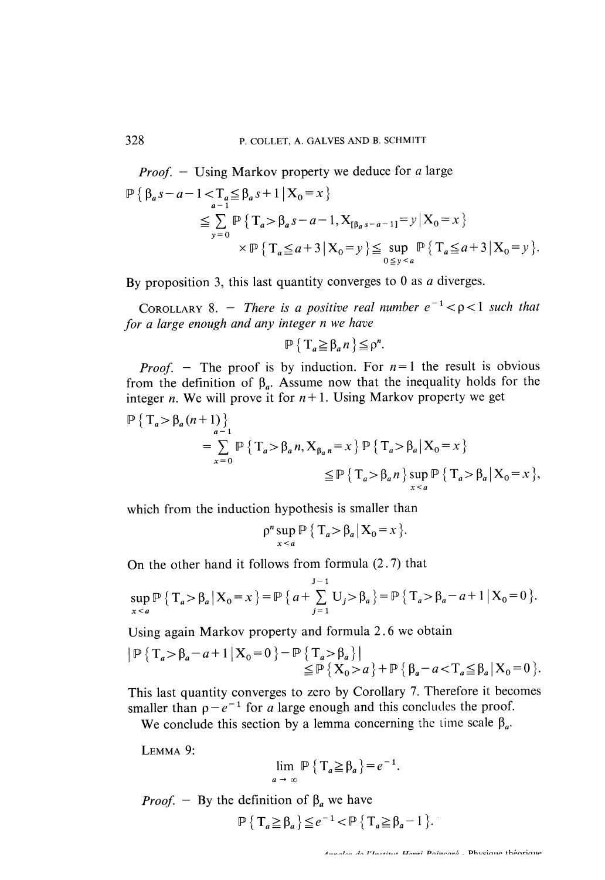*Proof.* — Using Markov property we deduce for $a$ large

$$\mathbb{P}\{\beta_a s - a - 1 < \mathrm{T}_a \leqq \beta_a s + 1 \mid \mathrm{X}_0 = x\}$$

$$\leqq \sum_{y=0}^{a-1} \mathbb{P}\{\mathrm{T}_a > \beta_a s - a - 1, \mathrm{X}_{[\beta_a s - a - 1]} = y \mid \mathrm{X}_0 = x\}$$

$$\times \mathbb{P}\{\mathrm{T}_a \leqq a + 3 \mid \mathrm{X}_0 = y\} \leqq \sup_{0 \leqq y < a} \mathbb{P}\{\mathrm{T}_a \leqq a + 3 \mid \mathrm{X}_0 = y\}.$$

By proposition 3, this last quantity converges to 0 as $a$ diverges.

COROLLARY 8. — *There is a positive real number $e^{-1} < \rho < 1$ such that for $a$ large enough and any integer $n$ we have*

$$\mathbb{P}\{\mathrm{T}_a \geqq \beta_a n\} \leqq \rho^n.$$

*Proof.* — The proof is by induction. For $n = 1$ the result is obvious from the definition of $\beta_a$. Assume now that the inequality holds for the integer $n$. We will prove it for $n+1$. Using Markov property we get

$$\mathbb{P}\{\mathrm{T}_a > \beta_a (n+1)\}$$

$$= \sum_{x=0}^{a-1} \mathbb{P}\{\mathrm{T}_a > \beta_a n, \mathrm{X}_{\beta_a n} = x\} \mathbb{P}\{\mathrm{T}_a > \beta_a \mid \mathrm{X}_0 = x\}$$

$$\leqq \mathbb{P}\{\mathrm{T}_a > \beta_a n\} \sup_{x < a} \mathbb{P}\{\mathrm{T}_a > \beta_a \mid \mathrm{X}_0 = x\},$$

which from the induction hypothesis is smaller than

$$\rho^n \sup_{x < a} \mathbb{P}\{\mathrm{T}_a > \beta_a \mid \mathrm{X}_0 = x\}.$$

On the other hand it follows from formula (2.7) that

$$\sup_{x < a} \mathbb{P}\{\mathrm{T}_a > \beta_a \mid \mathrm{X}_0 = x\} = \mathbb{P}\{a + \sum_{j=1}^{\mathrm{J}-1} \mathrm{U}_j > \beta_a\} = \mathbb{P}\{\mathrm{T}_a > \beta_a - a + 1 \mid \mathrm{X}_0 = 0\}.$$

Using again Markov property and formula 2.6 we obtain

$$|\mathbb{P}\{\mathrm{T}_a > \beta_a - a + 1 \mid \mathrm{X}_0 = 0\} - \mathbb{P}\{\mathrm{T}_a > \beta_a\}|$$

$$\leqq \mathbb{P}\{\mathrm{X}_0 > a\} + \mathbb{P}\{\beta_a - a < \mathrm{T}_a \leqq \beta_a \mid \mathrm{X}_0 = 0\}.$$

This last quantity converges to zero by Corollary 7. Therefore it becomes smaller than $\rho - e^{-1}$ for $a$ large enough and this concludes the proof.

We conclude this section by a lemma concerning the time scale $\beta_a$.

LEMMA 9:

$$\lim_{a \to \infty} \mathbb{P}\{\mathrm{T}_a \geqq \beta_a\} = e^{-1}.$$

*Proof.* — By the definition of $\beta_a$ we have

$$\mathbb{P}\{\mathrm{T}_a \geqq \beta_a\} \leqq e^{-1} < \mathbb{P}\{\mathrm{T}_a \geqq \beta_a - 1\}.$$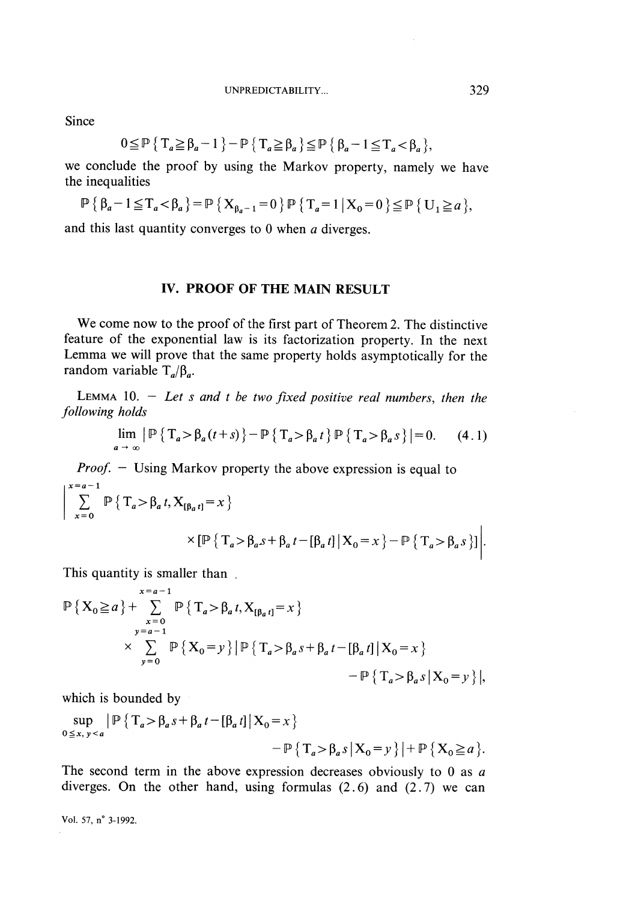Since

$$0 \leqq \mathbb{P}\{T_a \geqq \beta_a - 1\} - \mathbb{P}\{T_a \geqq \beta_a\} \leqq \mathbb{P}\{\beta_a - 1 \leqq T_a < \beta_a\},$$

we conclude the proof by using the Markov property, namely we have the inequalities

$$\mathbb{P}\{\beta_a - 1 \leqq T_a < \beta_a\} = \mathbb{P}\{X_{\beta_a - 1} = 0\} \mathbb{P}\{T_a = 1 \mid X_0 = 0\} \leqq \mathbb{P}\{U_1 \geqq a\},$$

and this last quantity converges to 0 when $a$ diverges.

## IV. PROOF OF THE MAIN RESULT

We come now to the proof of the first part of Theorem 2. The distinctive feature of the exponential law is its factorization property. In the next Lemma we will prove that the same property holds asymptotically for the random variable $T_a/\beta_a$.

LEMMA 10. — *Let s and t be two fixed positive real numbers, then the following holds*

$$\lim_{a \to \infty} |\mathbb{P}\{T_a > \beta_a(t+s)\} - \mathbb{P}\{T_a > \beta_a t\} \mathbb{P}\{T_a > \beta_a s\}| = 0. \quad (4.1)$$

*Proof.* — Using Markov property the above expression is equal to

$$\left| \sum_{x=0}^{x=a-1} \mathbb{P}\{T_a > \beta_a t, X_{[\beta_a t]} = x\} \times [\mathbb{P}\{T_a > \beta_a s + \beta_a t - [\beta_a t] \mid X_0 = x\} - \mathbb{P}\{T_a > \beta_a s\}] \right|.$$

This quantity is smaller than

$$\mathbb{P}\{X_0 \geqq a\} + \sum_{x=0}^{x=a-1} \mathbb{P}\{T_a > \beta_a t, X_{[\beta_a t]} = x\} \times \sum_{y=0}^{y=a-1} \mathbb{P}\{X_0 = y\} |\mathbb{P}\{T_a > \beta_a s + \beta_a t - [\beta_a t] \mid X_0 = x\} - \mathbb{P}\{T_a > \beta_a s \mid X_0 = y\}|,$$

which is bounded by

$$\sup_{0 \leqq x,\, y < a} |\mathbb{P}\{T_a > \beta_a s + \beta_a t - [\beta_a t] \mid X_0 = x\} - \mathbb{P}\{T_a > \beta_a s \mid X_0 = y\}| + \mathbb{P}\{X_0 \geqq a\}.$$

The second term in the above expression decreases obviously to 0 as $a$ diverges. On the other hand, using formulas (2.6) and (2.7) we can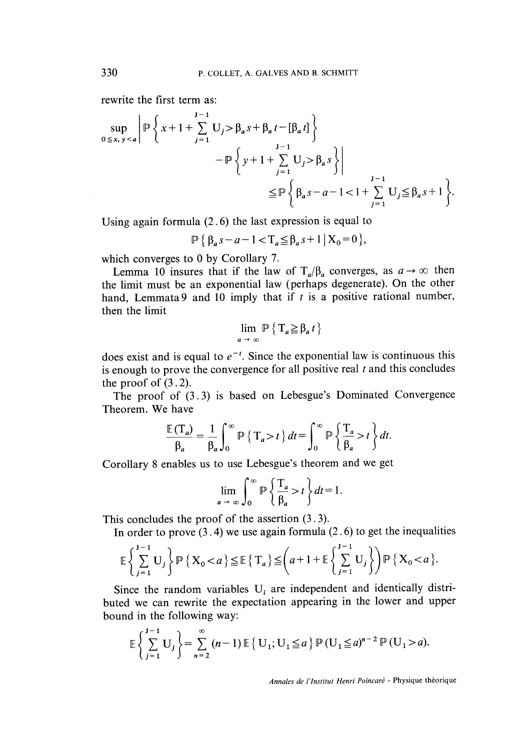rewrite the first term as:

$$\sup_{0 \leqq x, y < a} \left| \mathbb{P}\left\{ x + 1 + \sum_{j=1}^{J-1} U_j > \beta_a s + \beta_a t - [\beta_a t] \right\} - \mathbb{P}\left\{ y + 1 + \sum_{j=1}^{J-1} U_j > \beta_a s \right\} \right| \leqq \mathbb{P}\left\{ \beta_a s - a - 1 < 1 + \sum_{j=1}^{J-1} U_j \leqq \beta_a s + 1 \right\}.$$

Using again formula (2.6) the last expression is equal to

$$\mathbb{P}\{ \beta_a s - a - 1 < T_a \leqq \beta_a s + 1 \mid X_0 = 0 \},$$

which converges to 0 by Corollary 7.

Lemma 10 insures that if the law of $T_a/\beta_a$ converges, as $a \to \infty$ then the limit must be an exponential law (perhaps degenerate). On the other hand, Lemmata 9 and 10 imply that if $t$ is a positive rational number, then the limit

$$\lim_{a \to \infty} \mathbb{P}\{ T_a \geqq \beta_a t \}$$

does exist and is equal to $e^{-t}$. Since the exponential law is continuous this is enough to prove the convergence for all positive real $t$ and this concludes the proof of (3.2).

The proof of (3.3) is based on Lebesgue's Dominated Convergence Theorem. We have

$$\frac{\mathbb{E}(T_a)}{\beta_a} = \frac{1}{\beta_a} \int_0^\infty \mathbb{P}\{ T_a > t \} \, dt = \int_0^\infty \mathbb{P}\left\{ \frac{T_a}{\beta_a} > t \right\} dt.$$

Corollary 8 enables us to use Lebesgue's theorem and we get

$$\lim_{a \to \infty} \int_0^\infty \mathbb{P}\left\{ \frac{T_a}{\beta_a} > t \right\} dt = 1.$$

This concludes the proof of the assertion (3.3).

In order to prove (3.4) we use again formula (2.6) to get the inequalities

$$\mathbb{E}\left\{ \sum_{j=1}^{J-1} U_j \right\} \mathbb{P}\{ X_0 < a \} \leqq \mathbb{E}\{ T_a \} \leqq \left( a + 1 + \mathbb{E}\left\{ \sum_{j=1}^{J-1} U_j \right\} \right) \mathbb{P}\{ X_0 < a \}.$$

Since the random variables $U_i$ are independent and identically distributed we can rewrite the expectation appearing in the lower and upper bound in the following way:

$$\mathbb{E}\left\{ \sum_{j=1}^{J-1} U_j \right\} = \sum_{n=2}^{\infty} (n-1) \, \mathbb{E}\{ U_1 ; U_1 \leqq a \} \, \mathbb{P}(U_1 \leqq a)^{n-2} \, \mathbb{P}(U_1 > a).$$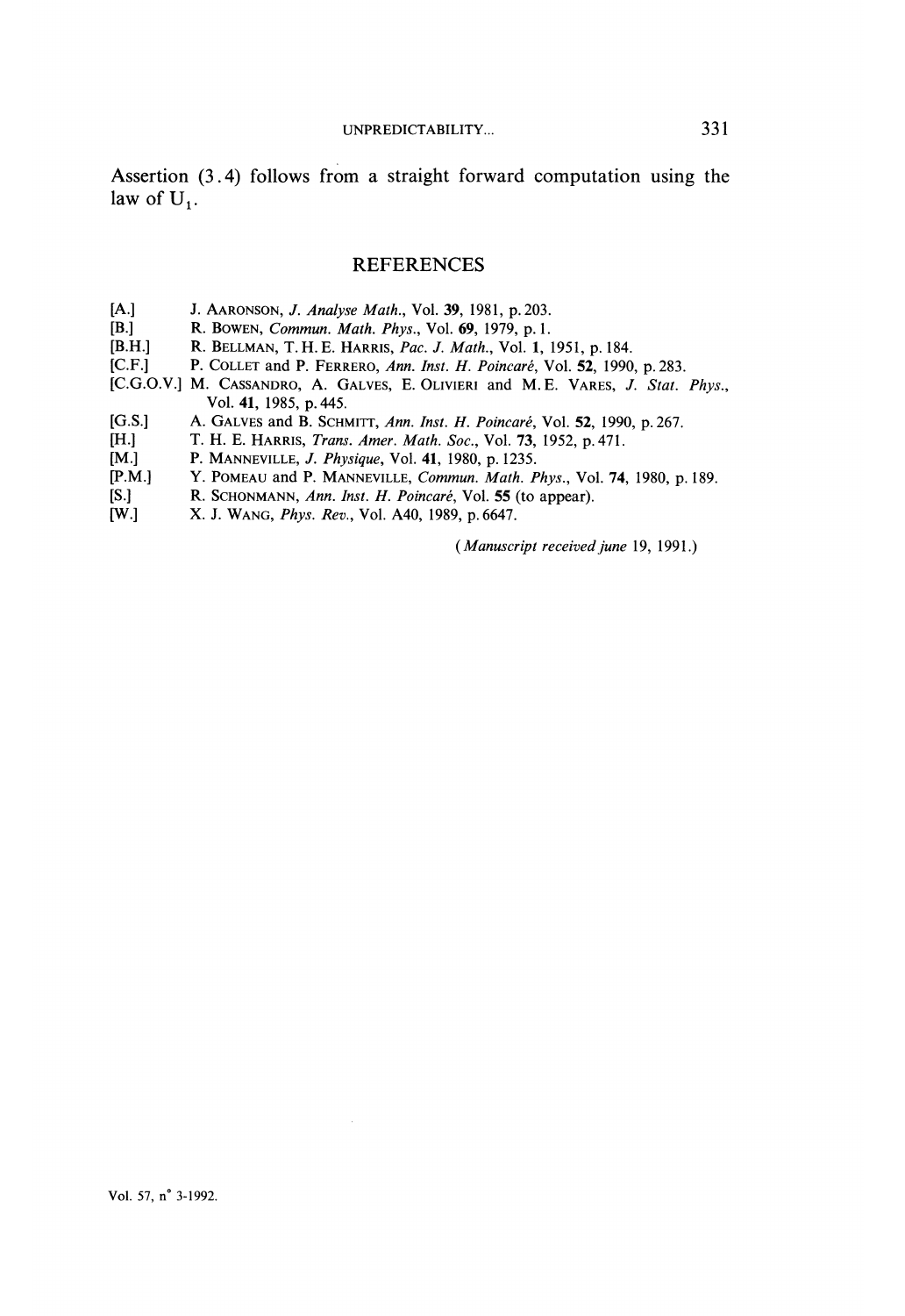Assertion (3.4) follows from a straight forward computation using the law of $U_1$.

## REFERENCES

[A.] J. AARONSON, *J. Analyse Math.*, Vol. **39**, 1981, p. 203.

[B.] R. BOWEN, *Commun. Math. Phys.*, Vol. **69**, 1979, p. 1.

[B.H.] R. BELLMAN, T. H. E. HARRIS, *Pac. J. Math.*, Vol. **1**, 1951, p. 184.

[C.F.] P. COLLET and P. FERRERO, *Ann. Inst. H. Poincaré*, Vol. **52**, 1990, p. 283.

[C.G.O.V.] M. CASSANDRO, A. GALVES, E. OLIVIERI and M. E. VARES, *J. Stat. Phys.*, Vol. **41**, 1985, p. 445.

[G.S.] A. GALVES and B. SCHMITT, *Ann. Inst. H. Poincaré*, Vol. **52**, 1990, p. 267.

[H.] T. H. E. HARRIS, *Trans. Amer. Math. Soc.*, Vol. **73**, 1952, p. 471.

[M.] P. MANNEVILLE, *J. Physique*, Vol. **41**, 1980, p. 1235.

[P.M.] Y. POMEAU and P. MANNEVILLE, *Commun. Math. Phys.*, Vol. **74**, 1980, p. 189.

[S.] R. SCHONMANN, *Ann. Inst. H. Poincaré*, Vol. **55** (to appear).

[W.] X. J. WANG, *Phys. Rev.*, Vol. A40, 1989, p. 6647.

(*Manuscript received june* 19, 1991.)